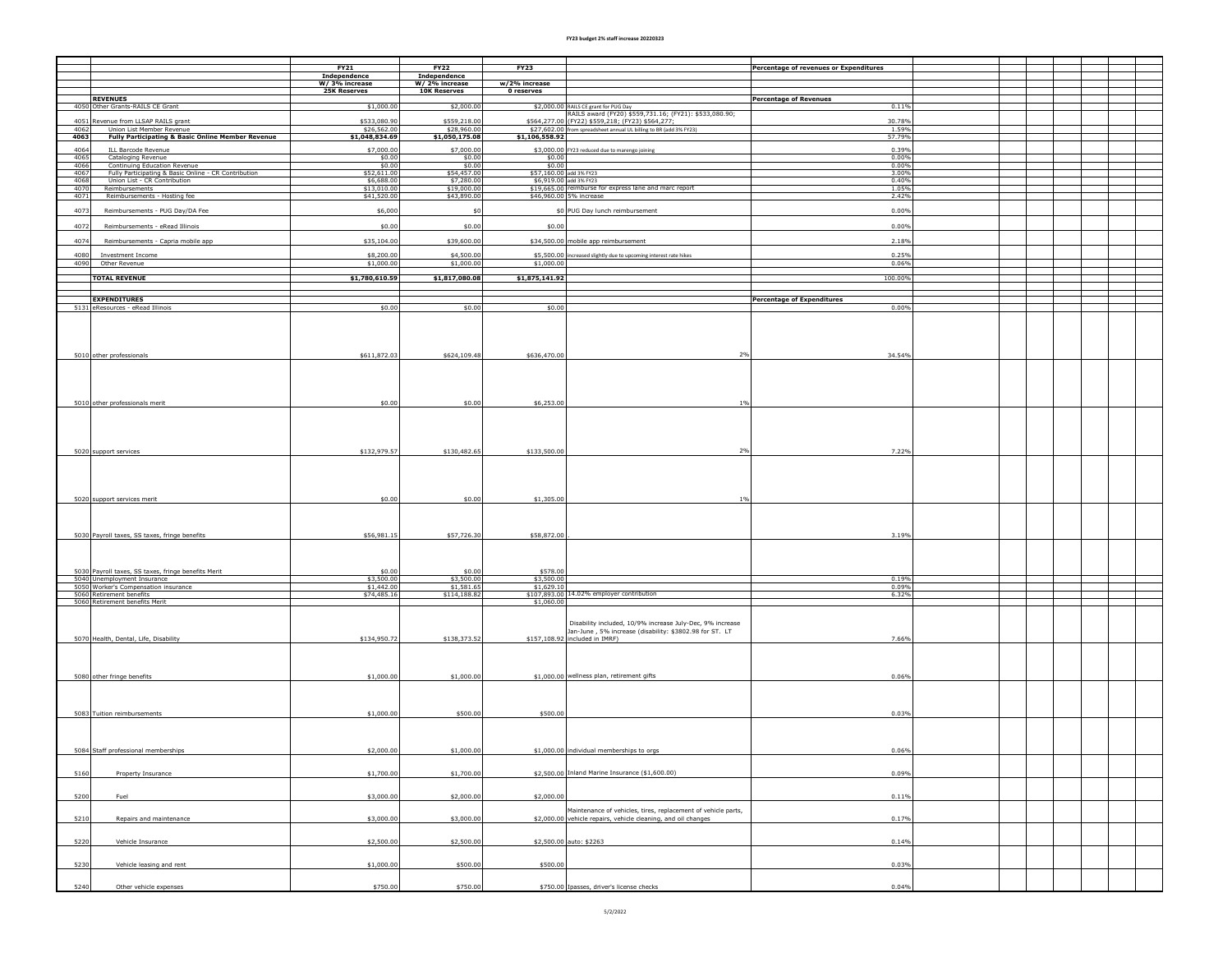# FY23 budget 2% staff increase 20220323

| | | FY21 | FY22 | FY23 | | Percentage of revenues or Expenditures |
|---|---|---|---|---|---|---|
| | | Independence | Independence | | | |
| | | W/ 3% increase | W/ 2% increase | w/2% increase | | |
| | | 25K Reserves | 10K Reserves | 0 reserves | | |
| | **REVENUES** | | | | | **Percentage of Revenues** |
| 4050 | Other Grants-RAILS CE Grant | $1,000.00 | $2,000.00 | $2,000.00 | RAILS CE grant for PUG Day | 0.11% |
| 4051 | Revenue from LLSAP RAILS grant | $533,080.90 | $559,218.00 | $564,277.00 | RAILS award (FY20) $559,731.16; (FY21): $533,080.90; (FY22) $559,218; (FY23) $564,277; | 30.78% |
| 4062 | Union List Member Revenue | $26,562.00 | $28,960.00 | $27,602.00 | from spreadsheet annual UL billing to BR (add 3% FY23) | 1.59% |
| **4063** | **Fully Participating & Basic Online Member Revenue** | **$1,048,834.69** | **$1,050,175.08** | **$1,106,558.92** | | 57.79% |
| 4064 | ILL Barcode Revenue | $7,000.00 | $7,000.00 | $3,000.00 | FY23 reduced due to marengo joining | 0.39% |
| 4065 | Cataloging Revenue | $0.00 | $0.00 | $0.00 | | 0.00% |
| 4066 | Continuing Education Revenue | $0.00 | $0.00 | $0.00 | | 0.00% |
| 4067 | Fully Participating & Basic Online - CR Contribution | $52,611.00 | $54,457.00 | $57,160.00 | add 3% FY23 | 3.00% |
| 4068 | Union List - CR Contribution | $6,688.00 | $7,280.00 | $6,919.00 | add 3% FY23 | 0.40% |
| 4070 | Reimbursements | $13,010.00 | $19,000.00 | $19,665.00 | reimburse for express lane and marc report | 1.05% |
| 4071 | Reimbursements - Hosting fee | $41,520.00 | $43,890.00 | $46,960.00 | 5% increase | 2.42% |
| 4073 | Reimbursements - PUG Day/DA Fee | $6,000 | $0 | $0 | PUG Day lunch reimbursement | 0.00% |
| 4072 | Reimbursements - eRead Illinois | $0.00 | $0.00 | $0.00 | | 0.00% |
| 4074 | Reimbursements - Capria mobile app | $35,104.00 | $39,600.00 | $34,500.00 | mobile app reimbursement | 2.18% |
| 4080 | Investment Income | $8,200.00 | $4,500.00 | $5,500.00 | increased slightly due to upcoming interest rate hikes | 0.25% |
| 4090 | Other Revenue | $1,000.00 | $1,000.00 | $1,000.00 | | 0.06% |
| | **TOTAL REVENUE** | **$1,780,610.59** | **$1,817,080.08** | **$1,875,141.92** | | 100.00% |
| | **EXPENDITURES** | | | | | **Percentage of Expenditures** |
| 5131 | eResources - eRead Illinois | $0.00 | $0.00 | $0.00 | | 0.00% |
| 5010 | other professionals | $611,872.03 | $624,109.48 | $636,470.00 | 2% | 34.54% |
| 5010 | other professionals merit | $0.00 | $0.00 | $6,253.00 | 1% | |
| 5020 | support services | $132,979.57 | $130,482.65 | $133,500.00 | 2% | 7.22% |
| 5020 | support services merit | $0.00 | $0.00 | $1,305.00 | 1% | |
| 5030 | Payroll taxes, SS taxes, fringe benefits | $56,981.15 | $57,726.30 | $58,872.00 | . | 3.19% |
| 5030 | Payroll taxes, SS taxes, fringe benefits Merit | $0.00 | $0.00 | $578.00 | | |
| 5040 | Unemployment Insurance | $3,500.00 | $3,500.00 | $3,500.00 | | 0.19% |
| 5050 | Worker's Compensation insurance | $1,442.00 | $1,581.65 | $1,629.10 | | 0.09% |
| 5060 | Retirement benefits | $74,485.16 | $114,188.82 | $107,893.00 | 14.02% employer contribution | 6.32% |
| 5060 | Retirement benefits Merit | | | $1,060.00 | | |
| 5070 | Health, Dental, Life, Disability | $134,950.72 | $138,373.52 | $157,108.92 | Disability included, 10/9% increase July-Dec, 9% increase Jan-June , 5% increase (disability: $3802.98 for ST. LT included in IMRF) | 7.66% |
| 5080 | other fringe benefits | $1,000.00 | $1,000.00 | $1,000.00 | wellness plan, retirement gifts | 0.06% |
| 5083 | Tuition reimbursements | $1,000.00 | $500.00 | $500.00 | | 0.03% |
| 5084 | Staff professional memberships | $2,000.00 | $1,000.00 | $1,000.00 | individual memberships to orgs | 0.06% |
| 5160 | Property Insurance | $1,700.00 | $1,700.00 | $2,500.00 | Inland Marine Insurance ($1,600.00) | 0.09% |
| 5200 | Fuel | $3,000.00 | $2,000.00 | $2,000.00 | | 0.11% |
| 5210 | Repairs and maintenance | $3,000.00 | $3,000.00 | $2,000.00 | Maintenance of vehicles, tires, replacement of vehicle parts, vehicle repairs, vehicle cleaning, and oil changes | 0.17% |
| 5220 | Vehicle Insurance | $2,500.00 | $2,500.00 | $2,500.00 | auto: $2263 | 0.14% |
| 5230 | Vehicle leasing and rent | $1,000.00 | $500.00 | $500.00 | | 0.03% |
| 5240 | Other vehicle expenses | $750.00 | $750.00 | $750.00 | Ipasses, driver's license checks | 0.04% |

5/2/2022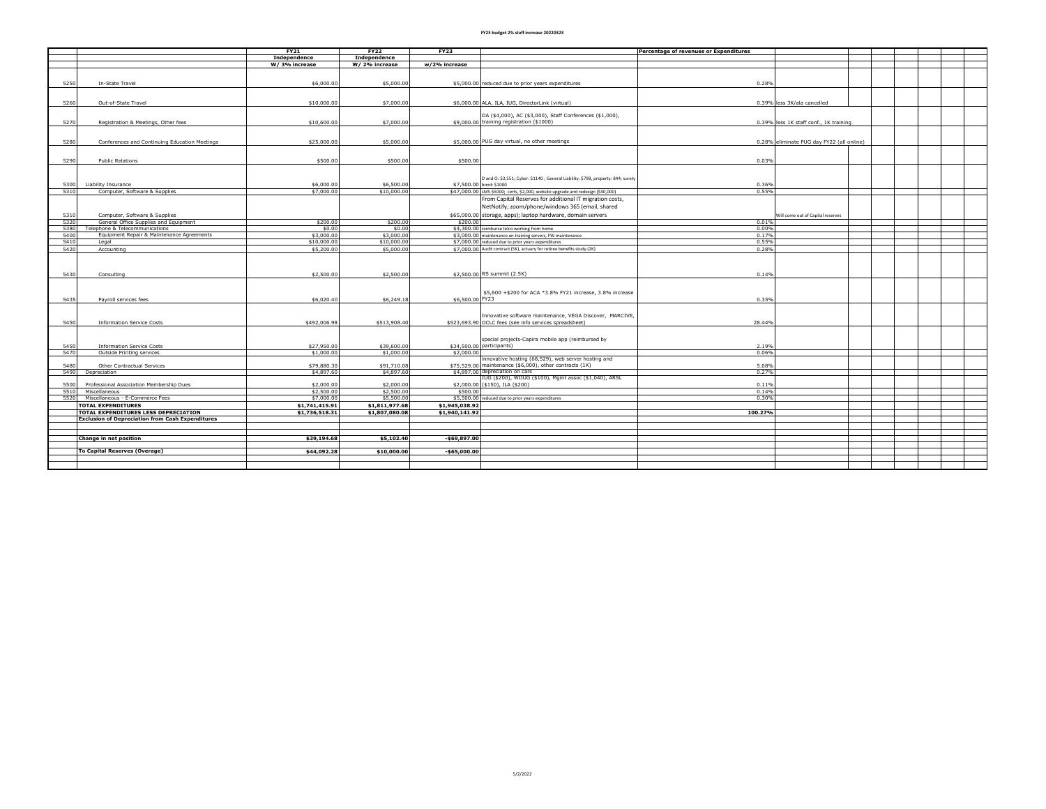| | | FY21 | FY22 | FY23 | | Percentage of revenues or Expenditures | |
|---|---|---|---|---|---|---|---|
| | | Independence | Independence | | | | |
| | | W/ 3% increase | W/ 2% increase | w/2% increase | | | |
| 5250 | In-State Travel | $6,000.00 | $5,000.00 | $5,000.00 | reduced due to prior years expenditures | 0.28% | |
| 5260 | Out-of-State Travel | $10,000.00 | $7,000.00 | $6,000.00 | ALA, ILA, IUG, DirectorLink (virtual) | 0.39% | less 3K/ala cancelled |
| 5270 | Registration & Meetings, Other fees | $10,600.00 | $7,000.00 | $9,000.00 | DA ($4,000), AC ($3,000), Staff Conferences ($1,000), training registration ($1000) | 0.39% | less 1K staff conf., 1K training |
| 5280 | Conferences and Continuing Education Meetings | $25,000.00 | $5,000.00 | $5,000.00 | PUG day virtual, no other meetings | 0.28% | eliminate PUG day FY22 (all online) |
| 5290 | Public Relations | $500.00 | $500.00 | $500.00 | | 0.03% | |
| 5300 | Liability Insurance | $6,000.00 | $6,500.00 | $7,500.00 | D and O: $3,551; Cyber: $1140 ; General Liability: $798, property: $44; surety bond: $1000 | 0.36% | |
| 5310 | Computer, Software & Supplies | $7,000.00 | $10,000.00 | $47,000.00 | LMS $5000; certs, $2,000, website upgrade and redesign ($40,000) | 0.55% | |
| 5310 | Computer, Software & Supplies | | | $65,000.00 | From Capital Reserves for additional IT migration costs, NetNotify; zoom/phone/windows 365 (email, shared storage, apps); laptop hardware, domain servers | | Will come out of Capital reserves |
| 5320 | General Office Supplies and Equipment | $200.00 | $200.00 | $200.00 | | 0.01% | |
| 5380 | Telephone & Telecommunications | $0.00 | $0.00 | $4,300.00 | reimburse telco working from home | 0.00% | |
| 5400 | Equipment Repair & Maintenance Agreements | $3,000.00 | $3,000.00 | $3,000.00 | maintenance on training servers, FW maintenance | 0.17% | |
| 5410 | Legal | $10,000.00 | $10,000.00 | $7,000.00 | reduced due to prior years expenditures | 0.55% | |
| 5420 | Accounting | $5,200.00 | $5,000.00 | $7,000.00 | Audit contract (5K), actuary for retiree benefits study (2K) | 0.28% | |
| 5430 | Consulting | $2,500.00 | $2,500.00 | $2,500.00 | RS summit (2.5K) | 0.14% | |
| 5435 | Payroll services fees | $6,020.40 | $6,249.18 | $6,500.00 | $5,600 +$200 for ACA *3.8% FY21 increase, 3.8% increase FY23 | 0.35% | |
| 5450 | Information Service Costs | $492,006.98 | $513,908.40 | $523,693.90 | Innovative software maintenance, VEGA Discover, MARCIVE, OCLC fees (see info services spreadsheet) | 28.44% | |
| 5450 | Information Service Costs | $27,950.00 | $39,600.00 | $34,500.00 | special projects-Capira mobile app (reimbursed by participants) | 2.19% | |
| 5470 | Outside Printing services | $1,000.00 | $1,000.00 | $2,000.00 | | 0.06% | |
| 5480 | Other Contractual Services | $79,880.30 | $91,710.08 | $75,529.00 | innovative hosting (68,529), web server hosting and maintenance ($6,000), other contracts (1K) | 5.08% | |
| 5490 | Depreciation | $4,897.60 | $4,897.60 | $4,897.00 | depreciation on cars | 0.27% | |
| 5500 | Professional Association Membership Dues | $2,000.00 | $2,000.00 | $2,000.00 | IUG ($200), WIIUG ($100), Mgmt assoc ($1,040), ARSL ($150), ILA ($200) | 0.11% | |
| 5510 | Miscellaneous | $2,500.00 | $2,500.00 | $500.00 | | 0.14% | |
| 5520 | Miscellaneous - E-Commerce Fees | $7,000.00 | $5,500.00 | $5,500.00 | reduced due to prior years expenditures | 0.30% | |
| | **TOTAL EXPENDITURES** | **$1,741,415.91** | **$1,811,977.68** | **$1,945,038.92** | | | |
| | **TOTAL EXPENDITURES LESS DEPRECIATION** | **$1,736,518.31** | **$1,807,080.08** | **$1,940,141.92** | | **100.27%** | |
| | **Exclusion of Depreciation from Cash Expenditures** | | | | | | |
| | **Change in net position** | **$39,194.68** | **$5,102.40** | **-$69,897.00** | | | |
| | **To Capital Reserves (Overage)** | **$44,092.28** | **$10,000.00** | **-$65,000.00** | | | |